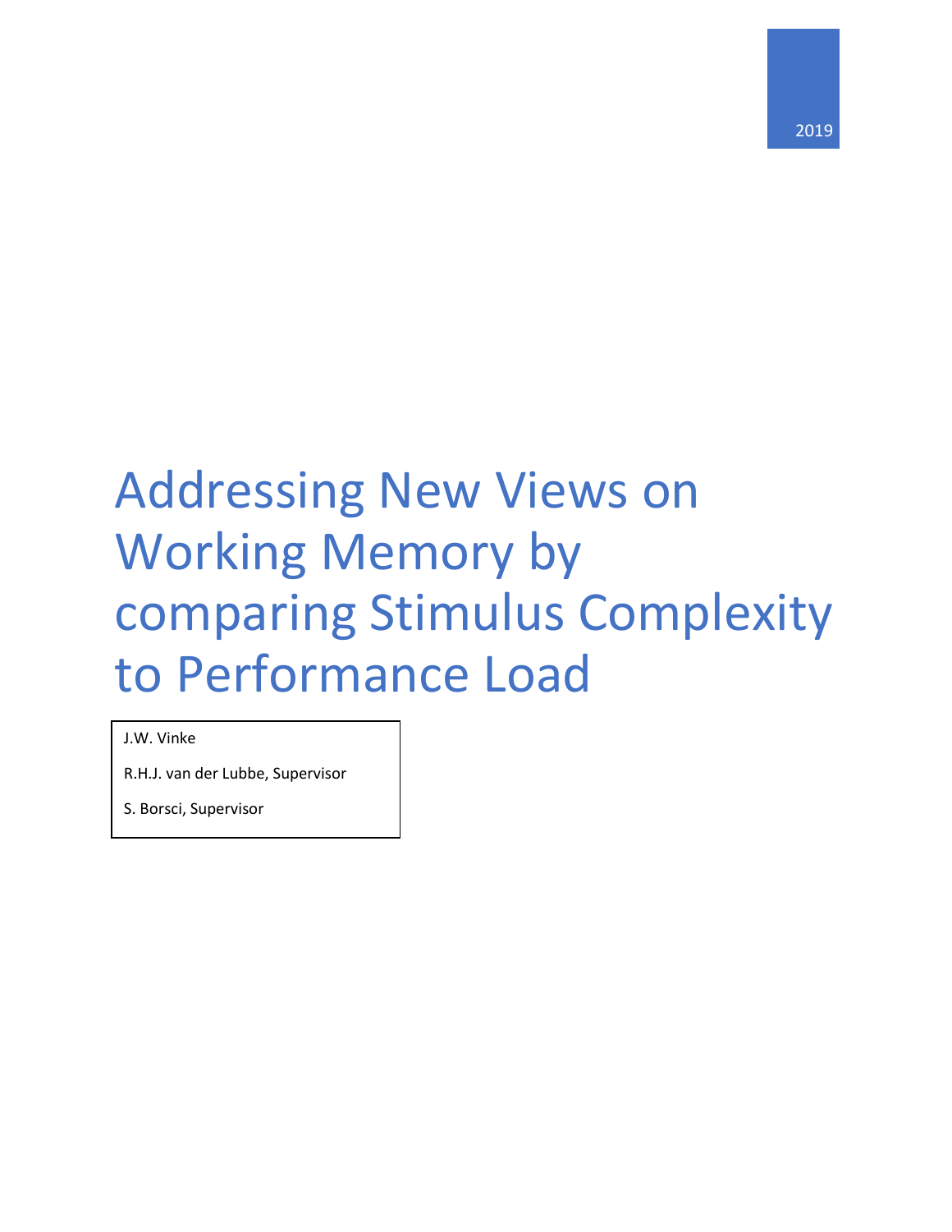2019

# Addressing New Views on Working Memory by comparing Stimulus Complexity to Performance Load

J.W. Vinke

R.H.J. van der Lubbe, Supervisor

S. Borsci, Supervisor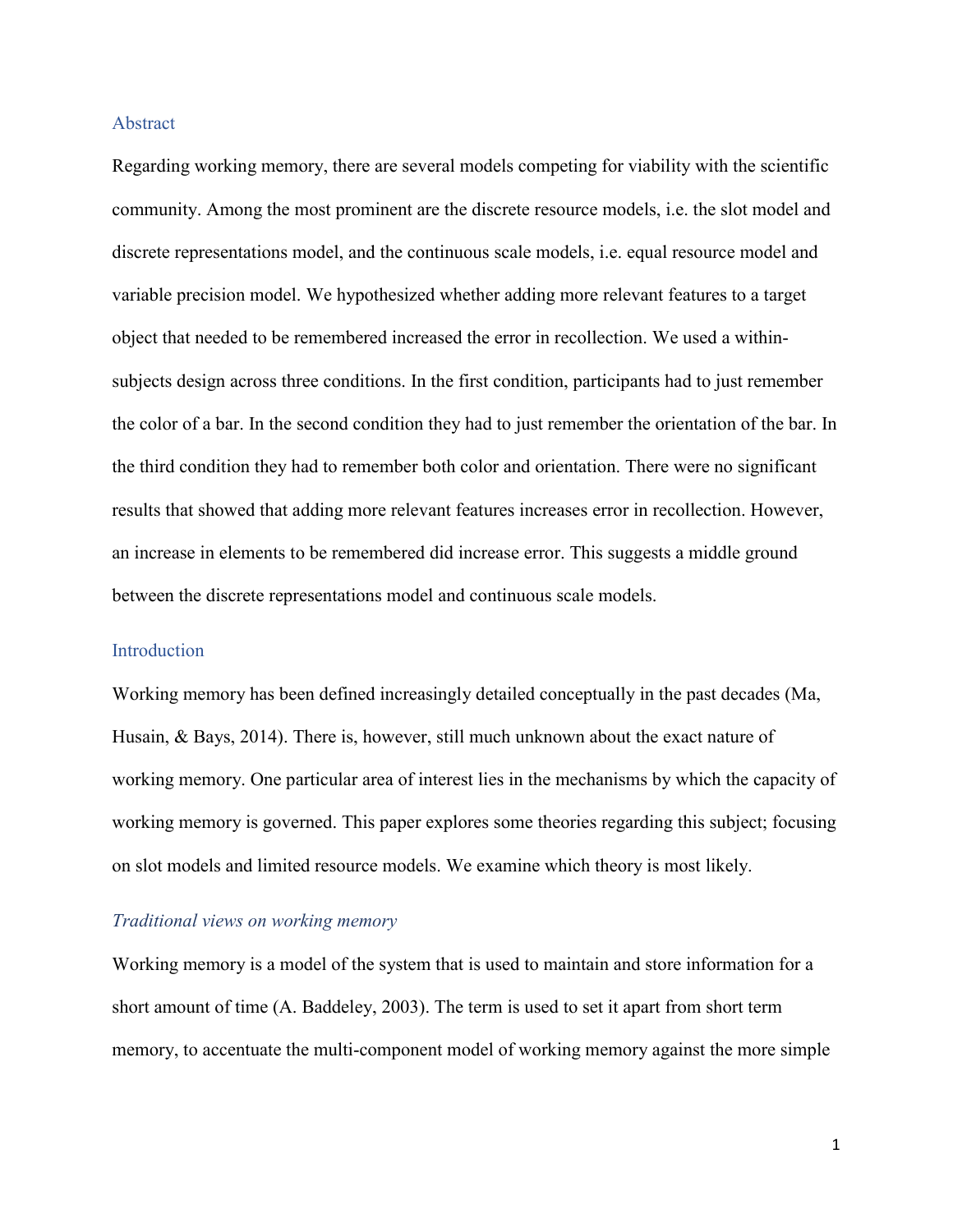## Abstract

Regarding working memory, there are several models competing for viability with the scientific community. Among the most prominent are the discrete resource models, i.e. the slot model and discrete representations model, and the continuous scale models, i.e. equal resource model and variable precision model. We hypothesized whether adding more relevant features to a target object that needed to be remembered increased the error in recollection. We used a within-subjects design across three conditions. In the first condition, participants had to just remember the color of a bar. In the second condition they had to just remember the orientation of the bar. In the third condition they had to remember both color and orientation. There were no significant results that showed that adding more relevant features increases error in recollection. However, an increase in elements to be remembered did increase error. This suggests a middle ground between the discrete representations model and continuous scale models.

## Introduction

Working memory has been defined increasingly detailed conceptually in the past decades (Ma, Husain, & Bays, 2014). There is, however, still much unknown about the exact nature of working memory. One particular area of interest lies in the mechanisms by which the capacity of working memory is governed. This paper explores some theories regarding this subject; focusing on slot models and limited resource models. We examine which theory is most likely.

### *Traditional views on working memory*

Working memory is a model of the system that is used to maintain and store information for a short amount of time (A. Baddeley, 2003). The term is used to set it apart from short term memory, to accentuate the multi-component model of working memory against the more simple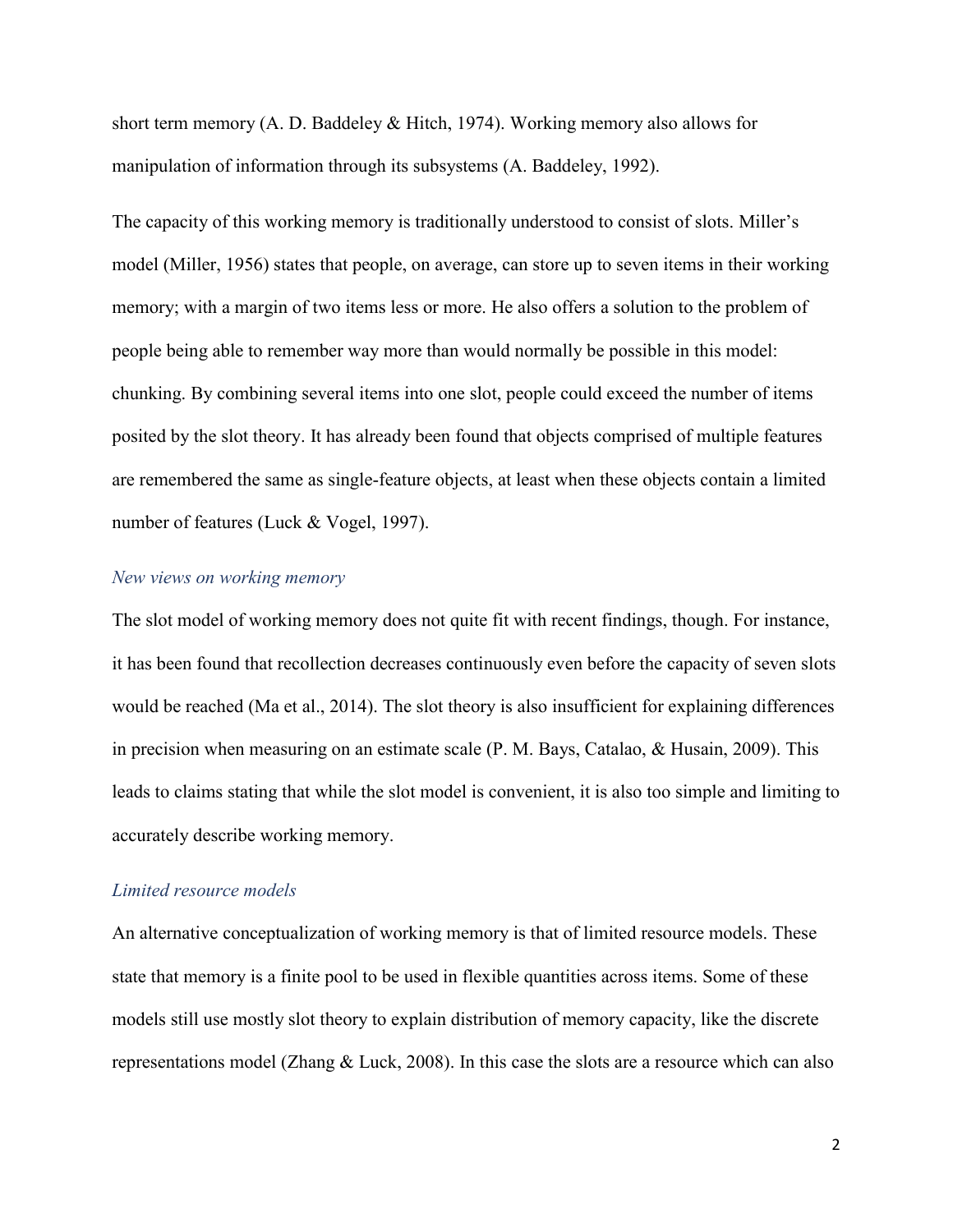short term memory (A. D. Baddeley & Hitch, 1974). Working memory also allows for manipulation of information through its subsystems (A. Baddeley, 1992).

The capacity of this working memory is traditionally understood to consist of slots. Miller's model (Miller, 1956) states that people, on average, can store up to seven items in their working memory; with a margin of two items less or more. He also offers a solution to the problem of people being able to remember way more than would normally be possible in this model: chunking. By combining several items into one slot, people could exceed the number of items posited by the slot theory. It has already been found that objects comprised of multiple features are remembered the same as single-feature objects, at least when these objects contain a limited number of features (Luck & Vogel, 1997).

### *New views on working memory*

The slot model of working memory does not quite fit with recent findings, though. For instance, it has been found that recollection decreases continuously even before the capacity of seven slots would be reached (Ma et al., 2014). The slot theory is also insufficient for explaining differences in precision when measuring on an estimate scale (P. M. Bays, Catalao, & Husain, 2009). This leads to claims stating that while the slot model is convenient, it is also too simple and limiting to accurately describe working memory.

### *Limited resource models*

An alternative conceptualization of working memory is that of limited resource models. These state that memory is a finite pool to be used in flexible quantities across items. Some of these models still use mostly slot theory to explain distribution of memory capacity, like the discrete representations model (Zhang & Luck, 2008). In this case the slots are a resource which can also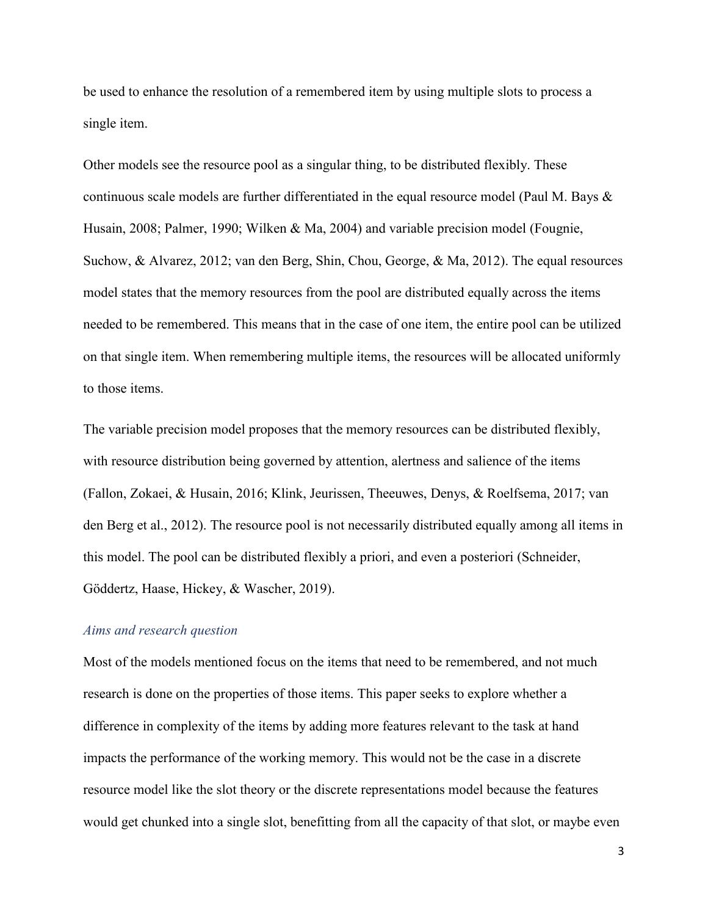be used to enhance the resolution of a remembered item by using multiple slots to process a single item.

Other models see the resource pool as a singular thing, to be distributed flexibly. These continuous scale models are further differentiated in the equal resource model (Paul M. Bays & Husain, 2008; Palmer, 1990; Wilken & Ma, 2004) and variable precision model (Fougnie, Suchow, & Alvarez, 2012; van den Berg, Shin, Chou, George, & Ma, 2012). The equal resources model states that the memory resources from the pool are distributed equally across the items needed to be remembered. This means that in the case of one item, the entire pool can be utilized on that single item. When remembering multiple items, the resources will be allocated uniformly to those items.

The variable precision model proposes that the memory resources can be distributed flexibly, with resource distribution being governed by attention, alertness and salience of the items (Fallon, Zokaei, & Husain, 2016; Klink, Jeurissen, Theeuwes, Denys, & Roelfsema, 2017; van den Berg et al., 2012). The resource pool is not necessarily distributed equally among all items in this model. The pool can be distributed flexibly a priori, and even a posteriori (Schneider, Göddertz, Haase, Hickey, & Wascher, 2019).

### *Aims and research question*

Most of the models mentioned focus on the items that need to be remembered, and not much research is done on the properties of those items. This paper seeks to explore whether a difference in complexity of the items by adding more features relevant to the task at hand impacts the performance of the working memory. This would not be the case in a discrete resource model like the slot theory or the discrete representations model because the features would get chunked into a single slot, benefitting from all the capacity of that slot, or maybe even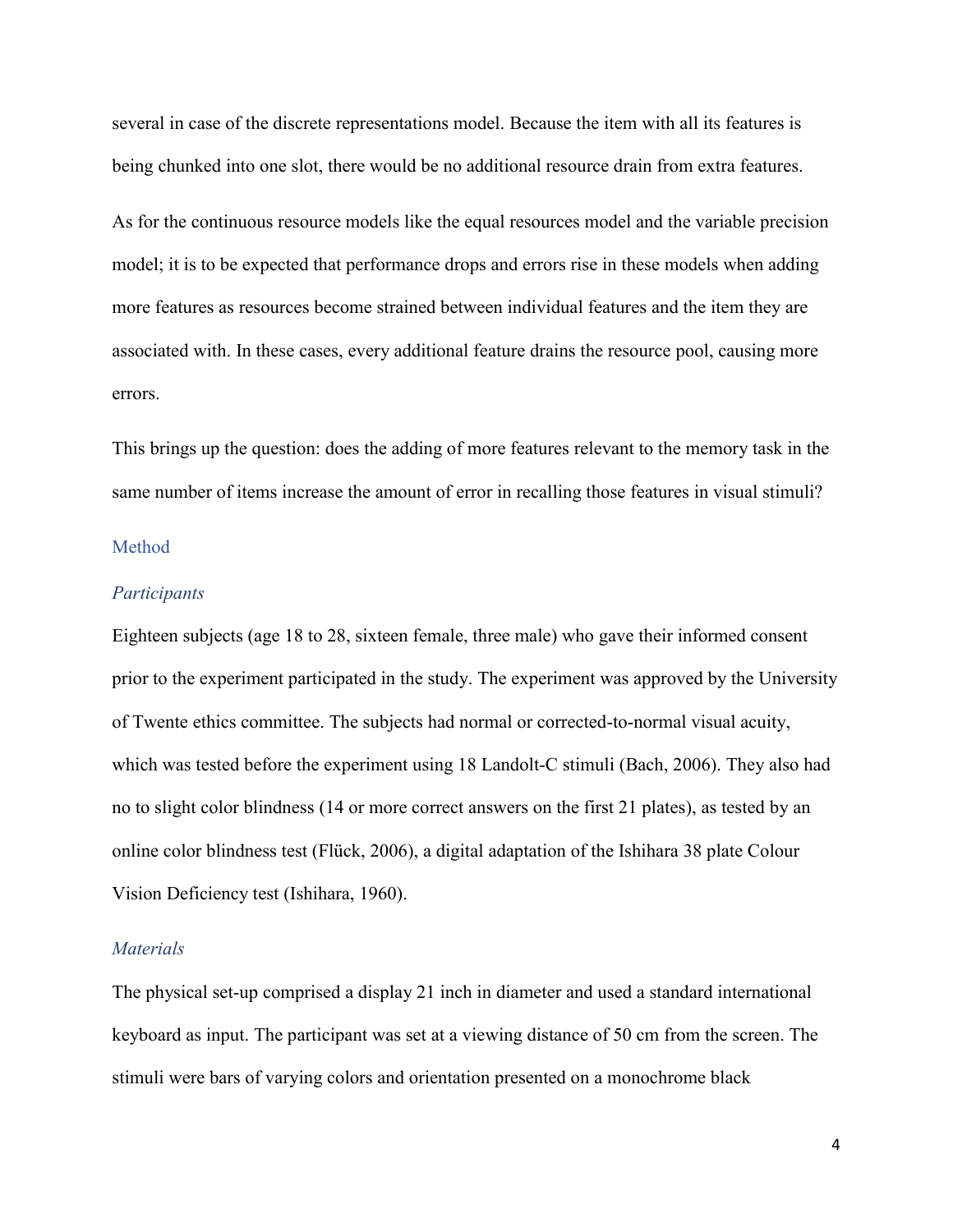several in case of the discrete representations model. Because the item with all its features is being chunked into one slot, there would be no additional resource drain from extra features.

As for the continuous resource models like the equal resources model and the variable precision model; it is to be expected that performance drops and errors rise in these models when adding more features as resources become strained between individual features and the item they are associated with. In these cases, every additional feature drains the resource pool, causing more errors.

This brings up the question: does the adding of more features relevant to the memory task in the same number of items increase the amount of error in recalling those features in visual stimuli?

## Method

### *Participants*

Eighteen subjects (age 18 to 28, sixteen female, three male) who gave their informed consent prior to the experiment participated in the study. The experiment was approved by the University of Twente ethics committee. The subjects had normal or corrected-to-normal visual acuity, which was tested before the experiment using 18 Landolt-C stimuli (Bach, 2006). They also had no to slight color blindness (14 or more correct answers on the first 21 plates), as tested by an online color blindness test (Flück, 2006), a digital adaptation of the Ishihara 38 plate Colour Vision Deficiency test (Ishihara, 1960).

### *Materials*

The physical set-up comprised a display 21 inch in diameter and used a standard international keyboard as input. The participant was set at a viewing distance of 50 cm from the screen. The stimuli were bars of varying colors and orientation presented on a monochrome black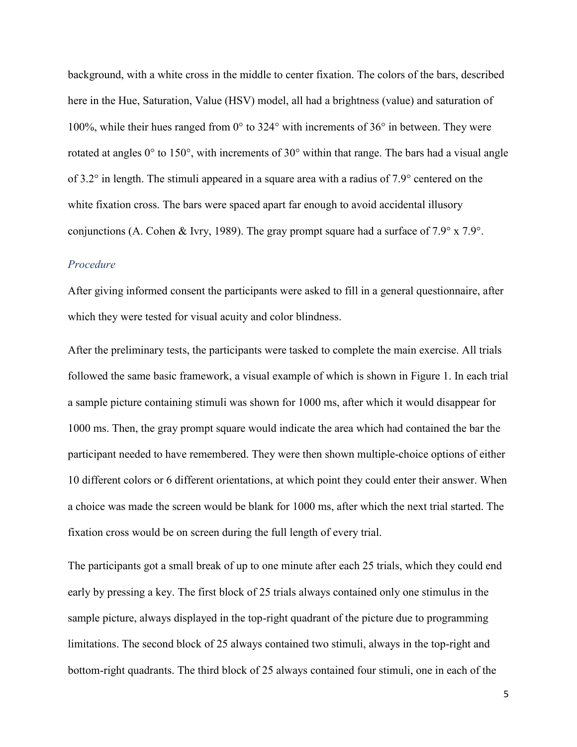background, with a white cross in the middle to center fixation. The colors of the bars, described here in the Hue, Saturation, Value (HSV) model, all had a brightness (value) and saturation of 100%, while their hues ranged from 0° to 324° with increments of 36° in between. They were rotated at angles 0° to 150°, with increments of 30° within that range. The bars had a visual angle of 3.2° in length. The stimuli appeared in a square area with a radius of 7.9° centered on the white fixation cross. The bars were spaced apart far enough to avoid accidental illusory conjunctions (A. Cohen & Ivry, 1989). The gray prompt square had a surface of 7.9° x 7.9°.

### *Procedure*

After giving informed consent the participants were asked to fill in a general questionnaire, after which they were tested for visual acuity and color blindness.

After the preliminary tests, the participants were tasked to complete the main exercise. All trials followed the same basic framework, a visual example of which is shown in Figure 1. In each trial a sample picture containing stimuli was shown for 1000 ms, after which it would disappear for 1000 ms. Then, the gray prompt square would indicate the area which had contained the bar the participant needed to have remembered. They were then shown multiple-choice options of either 10 different colors or 6 different orientations, at which point they could enter their answer. When a choice was made the screen would be blank for 1000 ms, after which the next trial started. The fixation cross would be on screen during the full length of every trial.

The participants got a small break of up to one minute after each 25 trials, which they could end early by pressing a key. The first block of 25 trials always contained only one stimulus in the sample picture, always displayed in the top-right quadrant of the picture due to programming limitations. The second block of 25 always contained two stimuli, always in the top-right and bottom-right quadrants. The third block of 25 always contained four stimuli, one in each of the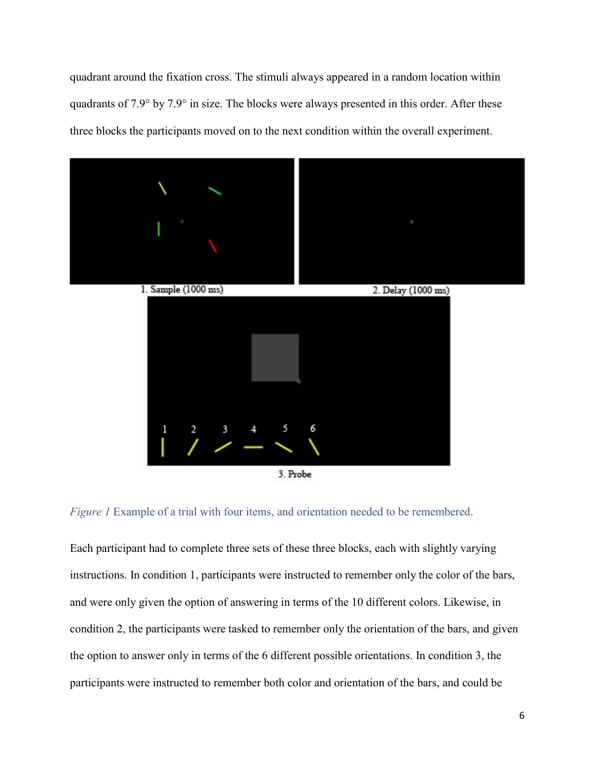quadrant around the fixation cross. The stimuli always appeared in a random location within quadrants of 7.9° by 7.9° in size. The blocks were always presented in this order. After these three blocks the participants moved on to the next condition within the overall experiment.

1. Sample (1000 ms)

2. Delay (1000 ms)

3. Probe

*Figure 1* Example of a trial with four items, and orientation needed to be remembered.

Each participant had to complete three sets of these three blocks, each with slightly varying instructions. In condition 1, participants were instructed to remember only the color of the bars, and were only given the option of answering in terms of the 10 different colors. Likewise, in condition 2, the participants were tasked to remember only the orientation of the bars, and given the option to answer only in terms of the 6 different possible orientations. In condition 3, the participants were instructed to remember both color and orientation of the bars, and could be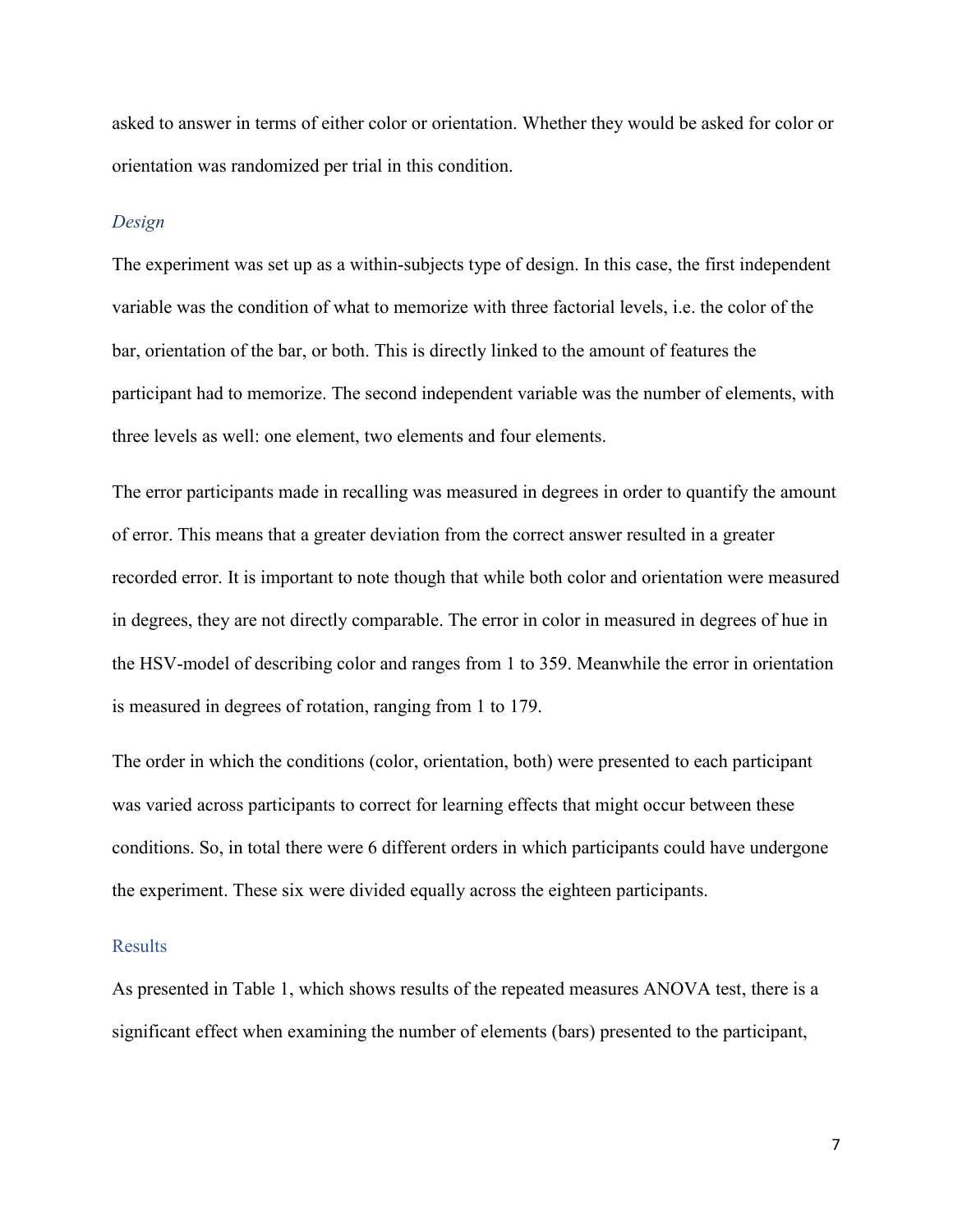asked to answer in terms of either color or orientation. Whether they would be asked for color or orientation was randomized per trial in this condition.

### *Design*

The experiment was set up as a within-subjects type of design. In this case, the first independent variable was the condition of what to memorize with three factorial levels, i.e. the color of the bar, orientation of the bar, or both. This is directly linked to the amount of features the participant had to memorize. The second independent variable was the number of elements, with three levels as well: one element, two elements and four elements.

The error participants made in recalling was measured in degrees in order to quantify the amount of error. This means that a greater deviation from the correct answer resulted in a greater recorded error. It is important to note though that while both color and orientation were measured in degrees, they are not directly comparable. The error in color in measured in degrees of hue in the HSV-model of describing color and ranges from 1 to 359. Meanwhile the error in orientation is measured in degrees of rotation, ranging from 1 to 179.

The order in which the conditions (color, orientation, both) were presented to each participant was varied across participants to correct for learning effects that might occur between these conditions. So, in total there were 6 different orders in which participants could have undergone the experiment. These six were divided equally across the eighteen participants.

## Results

As presented in Table 1, which shows results of the repeated measures ANOVA test, there is a significant effect when examining the number of elements (bars) presented to the participant,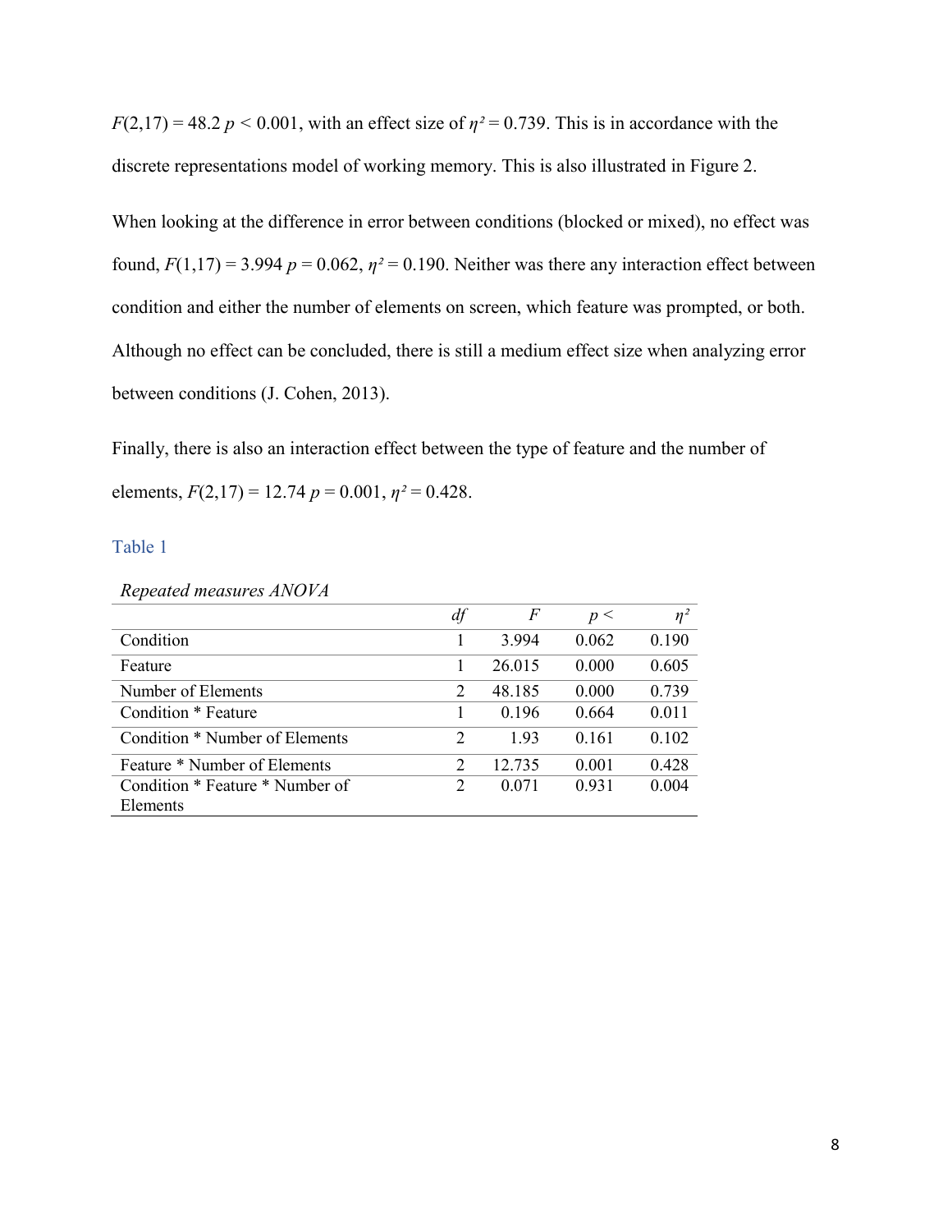$F(2,17) = 48.2$ $p < 0.001$, with an effect size of $\eta^2 = 0.739$. This is in accordance with the discrete representations model of working memory. This is also illustrated in Figure 2.

When looking at the difference in error between conditions (blocked or mixed), no effect was found, $F(1,17) = 3.994$ $p = 0.062$, $\eta^2 = 0.190$. Neither was there any interaction effect between condition and either the number of elements on screen, which feature was prompted, or both. Although no effect can be concluded, there is still a medium effect size when analyzing error between conditions (J. Cohen, 2013).

Finally, there is also an interaction effect between the type of feature and the number of elements, $F(2,17) = 12.74$ $p = 0.001$, $\eta^2 = 0.428$.

Table 1

*Repeated measures ANOVA*

| | *df* | *F* | *p* < | $\eta^2$ |
|---|---|---|---|---|
| Condition | 1 | 3.994 | 0.062 | 0.190 |
| Feature | 1 | 26.015 | 0.000 | 0.605 |
| Number of Elements | 2 | 48.185 | 0.000 | 0.739 |
| Condition * Feature | 1 | 0.196 | 0.664 | 0.011 |
| Condition * Number of Elements | 2 | 1.93 | 0.161 | 0.102 |
| Feature * Number of Elements | 2 | 12.735 | 0.001 | 0.428 |
| Condition * Feature * Number of Elements | 2 | 0.071 | 0.931 | 0.004 |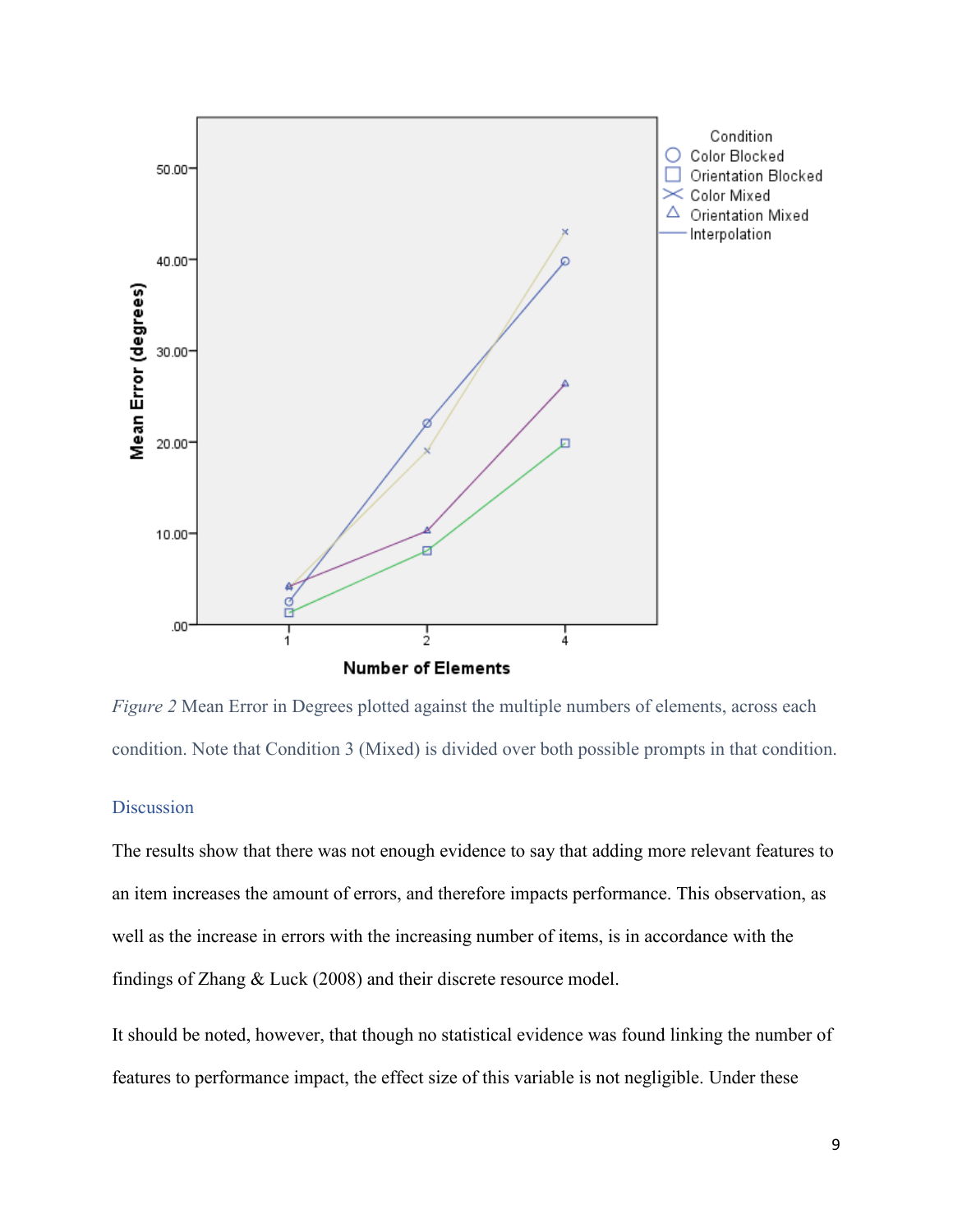*Figure 2* Mean Error in Degrees plotted against the multiple numbers of elements, across each condition. Note that Condition 3 (Mixed) is divided over both possible prompts in that condition.

## Discussion

The results show that there was not enough evidence to say that adding more relevant features to an item increases the amount of errors, and therefore impacts performance. This observation, as well as the increase in errors with the increasing number of items, is in accordance with the findings of Zhang & Luck (2008) and their discrete resource model.

It should be noted, however, that though no statistical evidence was found linking the number of features to performance impact, the effect size of this variable is not negligible. Under these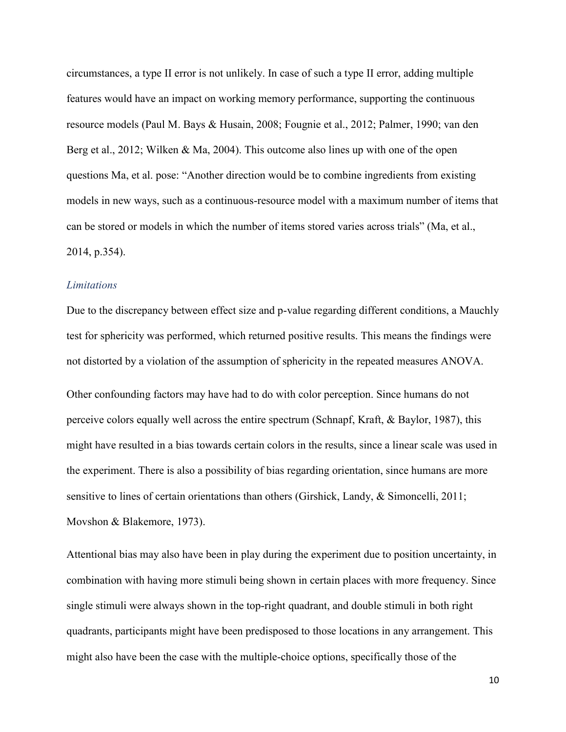circumstances, a type II error is not unlikely. In case of such a type II error, adding multiple features would have an impact on working memory performance, supporting the continuous resource models (Paul M. Bays & Husain, 2008; Fougnie et al., 2012; Palmer, 1990; van den Berg et al., 2012; Wilken & Ma, 2004). This outcome also lines up with one of the open questions Ma, et al. pose: "Another direction would be to combine ingredients from existing models in new ways, such as a continuous-resource model with a maximum number of items that can be stored or models in which the number of items stored varies across trials" (Ma, et al., 2014, p.354).

### *Limitations*

Due to the discrepancy between effect size and p-value regarding different conditions, a Mauchly test for sphericity was performed, which returned positive results. This means the findings were not distorted by a violation of the assumption of sphericity in the repeated measures ANOVA.

Other confounding factors may have had to do with color perception. Since humans do not perceive colors equally well across the entire spectrum (Schnapf, Kraft, & Baylor, 1987), this might have resulted in a bias towards certain colors in the results, since a linear scale was used in the experiment. There is also a possibility of bias regarding orientation, since humans are more sensitive to lines of certain orientations than others (Girshick, Landy, & Simoncelli, 2011; Movshon & Blakemore, 1973).

Attentional bias may also have been in play during the experiment due to position uncertainty, in combination with having more stimuli being shown in certain places with more frequency. Since single stimuli were always shown in the top-right quadrant, and double stimuli in both right quadrants, participants might have been predisposed to those locations in any arrangement. This might also have been the case with the multiple-choice options, specifically those of the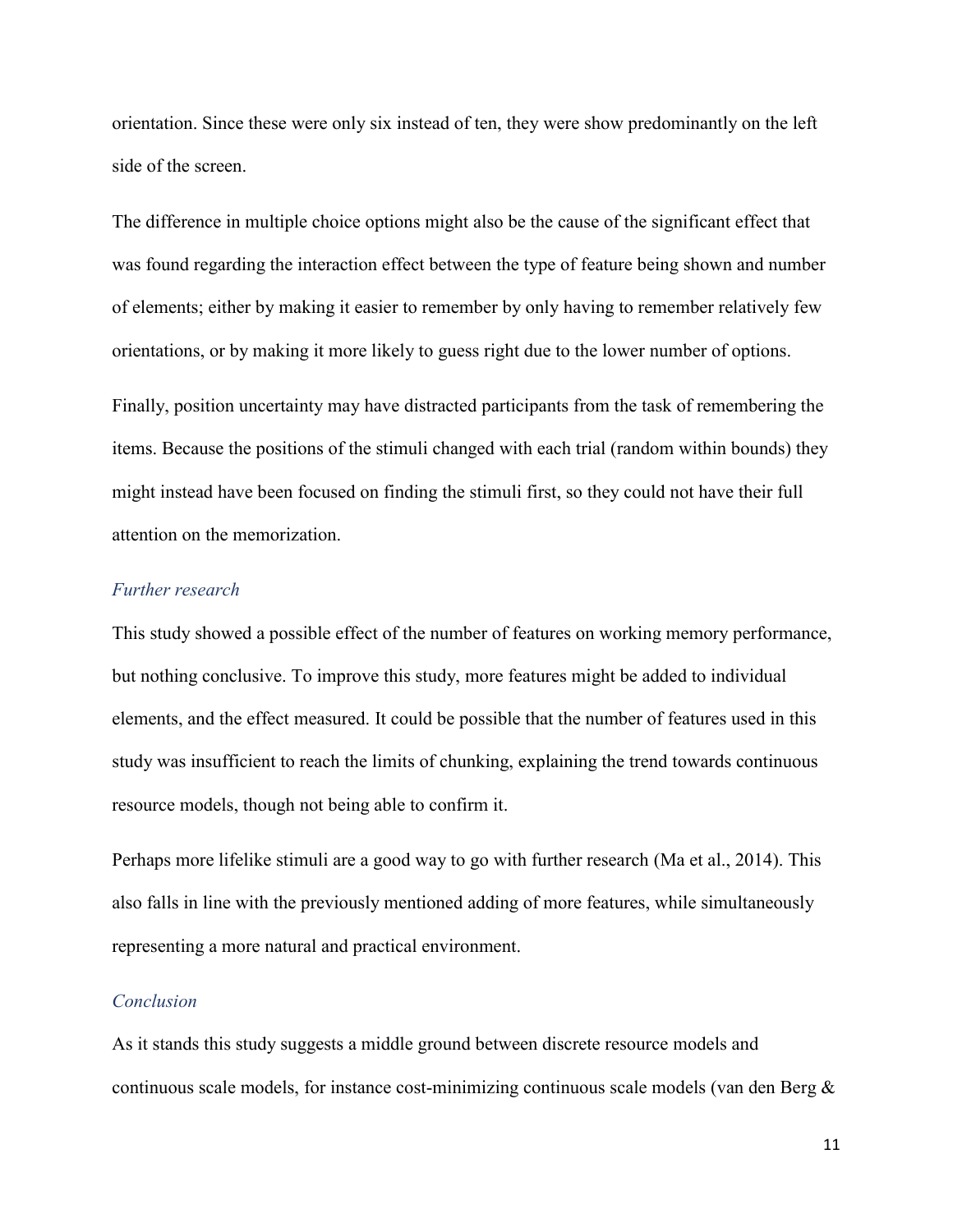orientation. Since these were only six instead of ten, they were show predominantly on the left side of the screen.

The difference in multiple choice options might also be the cause of the significant effect that was found regarding the interaction effect between the type of feature being shown and number of elements; either by making it easier to remember by only having to remember relatively few orientations, or by making it more likely to guess right due to the lower number of options.

Finally, position uncertainty may have distracted participants from the task of remembering the items. Because the positions of the stimuli changed with each trial (random within bounds) they might instead have been focused on finding the stimuli first, so they could not have their full attention on the memorization.

### *Further research*

This study showed a possible effect of the number of features on working memory performance, but nothing conclusive. To improve this study, more features might be added to individual elements, and the effect measured. It could be possible that the number of features used in this study was insufficient to reach the limits of chunking, explaining the trend towards continuous resource models, though not being able to confirm it.

Perhaps more lifelike stimuli are a good way to go with further research (Ma et al., 2014). This also falls in line with the previously mentioned adding of more features, while simultaneously representing a more natural and practical environment.

### *Conclusion*

As it stands this study suggests a middle ground between discrete resource models and continuous scale models, for instance cost-minimizing continuous scale models (van den Berg &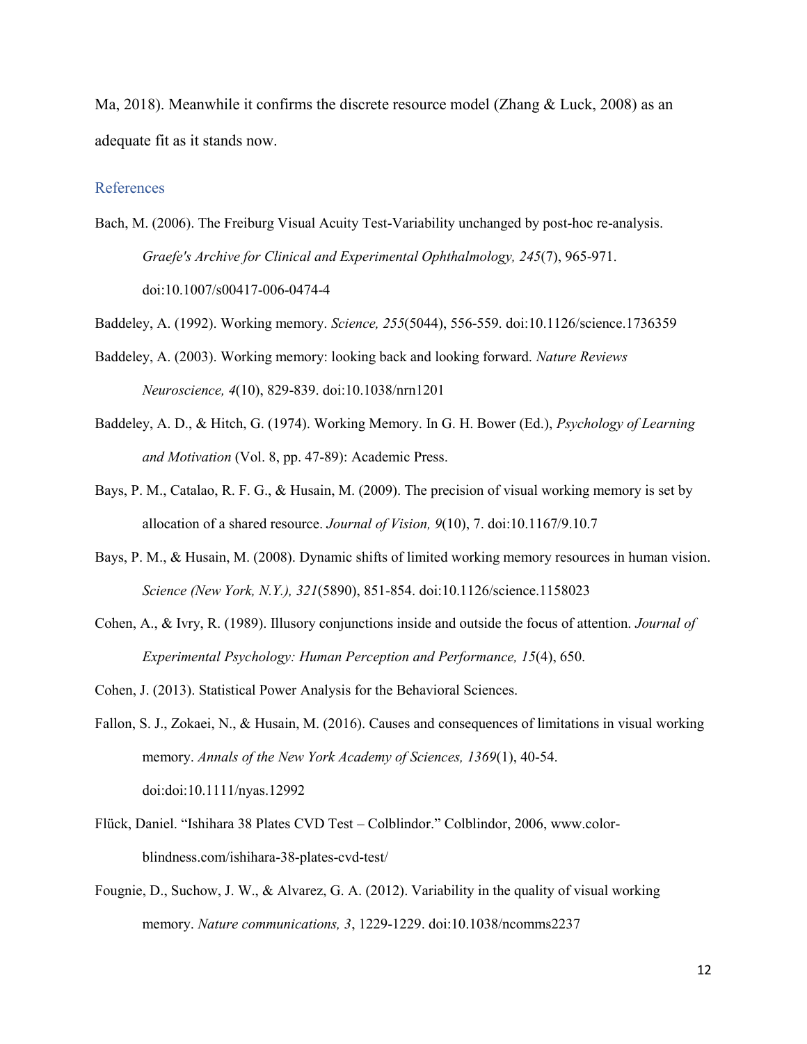Ma, 2018). Meanwhile it confirms the discrete resource model (Zhang & Luck, 2008) as an adequate fit as it stands now.

## References

Bach, M. (2006). The Freiburg Visual Acuity Test-Variability unchanged by post-hoc re-analysis. *Graefe's Archive for Clinical and Experimental Ophthalmology, 245*(7), 965-971. doi:10.1007/s00417-006-0474-4

Baddeley, A. (1992). Working memory. *Science, 255*(5044), 556-559. doi:10.1126/science.1736359

Baddeley, A. (2003). Working memory: looking back and looking forward. *Nature Reviews Neuroscience, 4*(10), 829-839. doi:10.1038/nrn1201

Baddeley, A. D., & Hitch, G. (1974). Working Memory. In G. H. Bower (Ed.), *Psychology of Learning and Motivation* (Vol. 8, pp. 47-89): Academic Press.

Bays, P. M., Catalao, R. F. G., & Husain, M. (2009). The precision of visual working memory is set by allocation of a shared resource. *Journal of Vision, 9*(10), 7. doi:10.1167/9.10.7

Bays, P. M., & Husain, M. (2008). Dynamic shifts of limited working memory resources in human vision. *Science (New York, N.Y.), 321*(5890), 851-854. doi:10.1126/science.1158023

Cohen, A., & Ivry, R. (1989). Illusory conjunctions inside and outside the focus of attention. *Journal of Experimental Psychology: Human Perception and Performance, 15*(4), 650.

Cohen, J. (2013). Statistical Power Analysis for the Behavioral Sciences.

Fallon, S. J., Zokaei, N., & Husain, M. (2016). Causes and consequences of limitations in visual working memory. *Annals of the New York Academy of Sciences, 1369*(1), 40-54. doi:doi:10.1111/nyas.12992

Flück, Daniel. "Ishihara 38 Plates CVD Test – Colblindor." Colblindor, 2006, www.color-blindness.com/ishihara-38-plates-cvd-test/

Fougnie, D., Suchow, J. W., & Alvarez, G. A. (2012). Variability in the quality of visual working memory. *Nature communications, 3*, 1229-1229. doi:10.1038/ncomms2237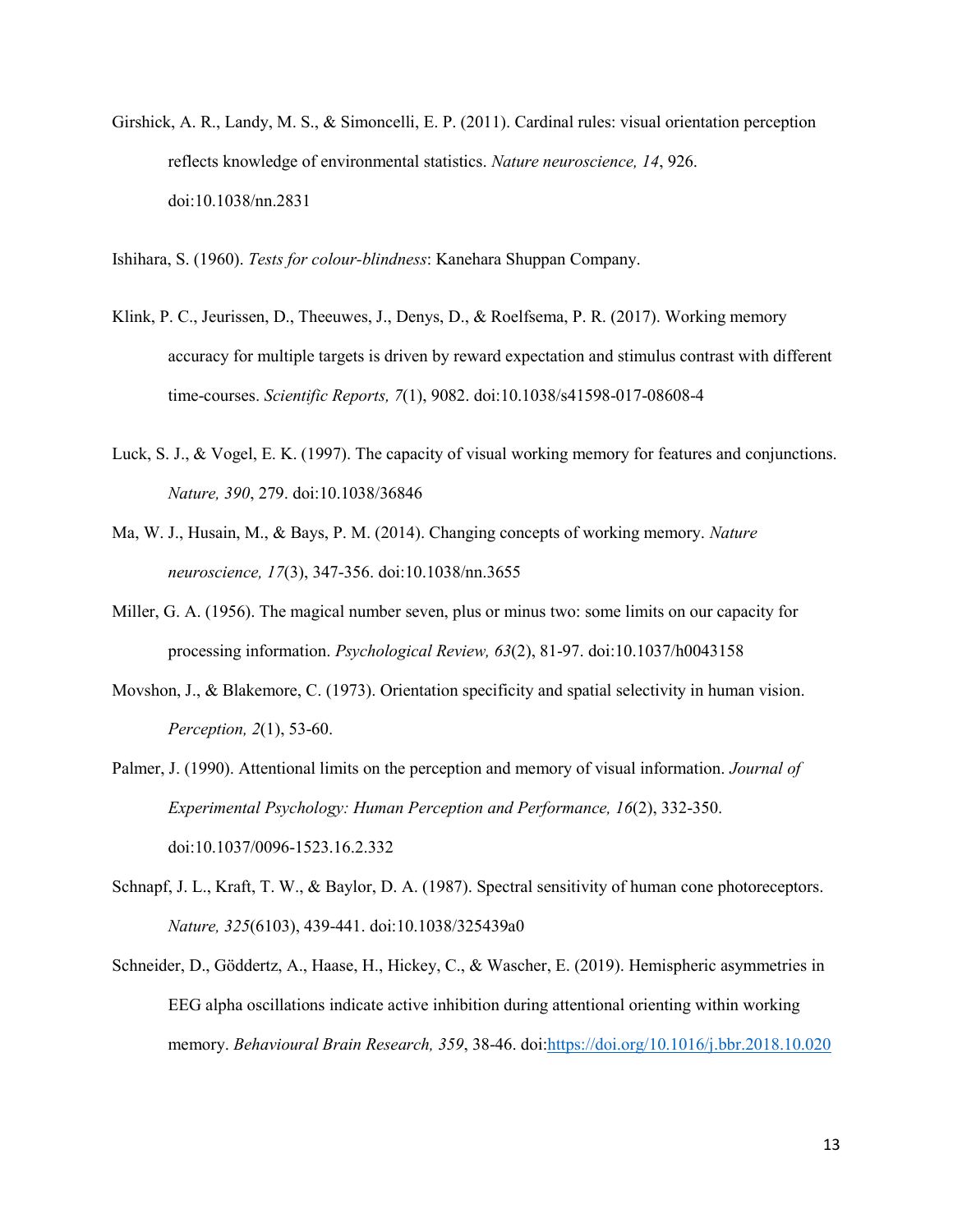Girshick, A. R., Landy, M. S., & Simoncelli, E. P. (2011). Cardinal rules: visual orientation perception reflects knowledge of environmental statistics. *Nature neuroscience, 14*, 926. doi:10.1038/nn.2831

Ishihara, S. (1960). *Tests for colour-blindness*: Kanehara Shuppan Company.

Klink, P. C., Jeurissen, D., Theeuwes, J., Denys, D., & Roelfsema, P. R. (2017). Working memory accuracy for multiple targets is driven by reward expectation and stimulus contrast with different time-courses. *Scientific Reports, 7*(1), 9082. doi:10.1038/s41598-017-08608-4

Luck, S. J., & Vogel, E. K. (1997). The capacity of visual working memory for features and conjunctions. *Nature, 390*, 279. doi:10.1038/36846

Ma, W. J., Husain, M., & Bays, P. M. (2014). Changing concepts of working memory. *Nature neuroscience, 17*(3), 347-356. doi:10.1038/nn.3655

Miller, G. A. (1956). The magical number seven, plus or minus two: some limits on our capacity for processing information. *Psychological Review, 63*(2), 81-97. doi:10.1037/h0043158

Movshon, J., & Blakemore, C. (1973). Orientation specificity and spatial selectivity in human vision. *Perception, 2*(1), 53-60.

Palmer, J. (1990). Attentional limits on the perception and memory of visual information. *Journal of Experimental Psychology: Human Perception and Performance, 16*(2), 332-350. doi:10.1037/0096-1523.16.2.332

Schnapf, J. L., Kraft, T. W., & Baylor, D. A. (1987). Spectral sensitivity of human cone photoreceptors. *Nature, 325*(6103), 439-441. doi:10.1038/325439a0

Schneider, D., Göddertz, A., Haase, H., Hickey, C., & Wascher, E. (2019). Hemispheric asymmetries in EEG alpha oscillations indicate active inhibition during attentional orienting within working memory. *Behavioural Brain Research, 359*, 38-46. doi:https://doi.org/10.1016/j.bbr.2018.10.020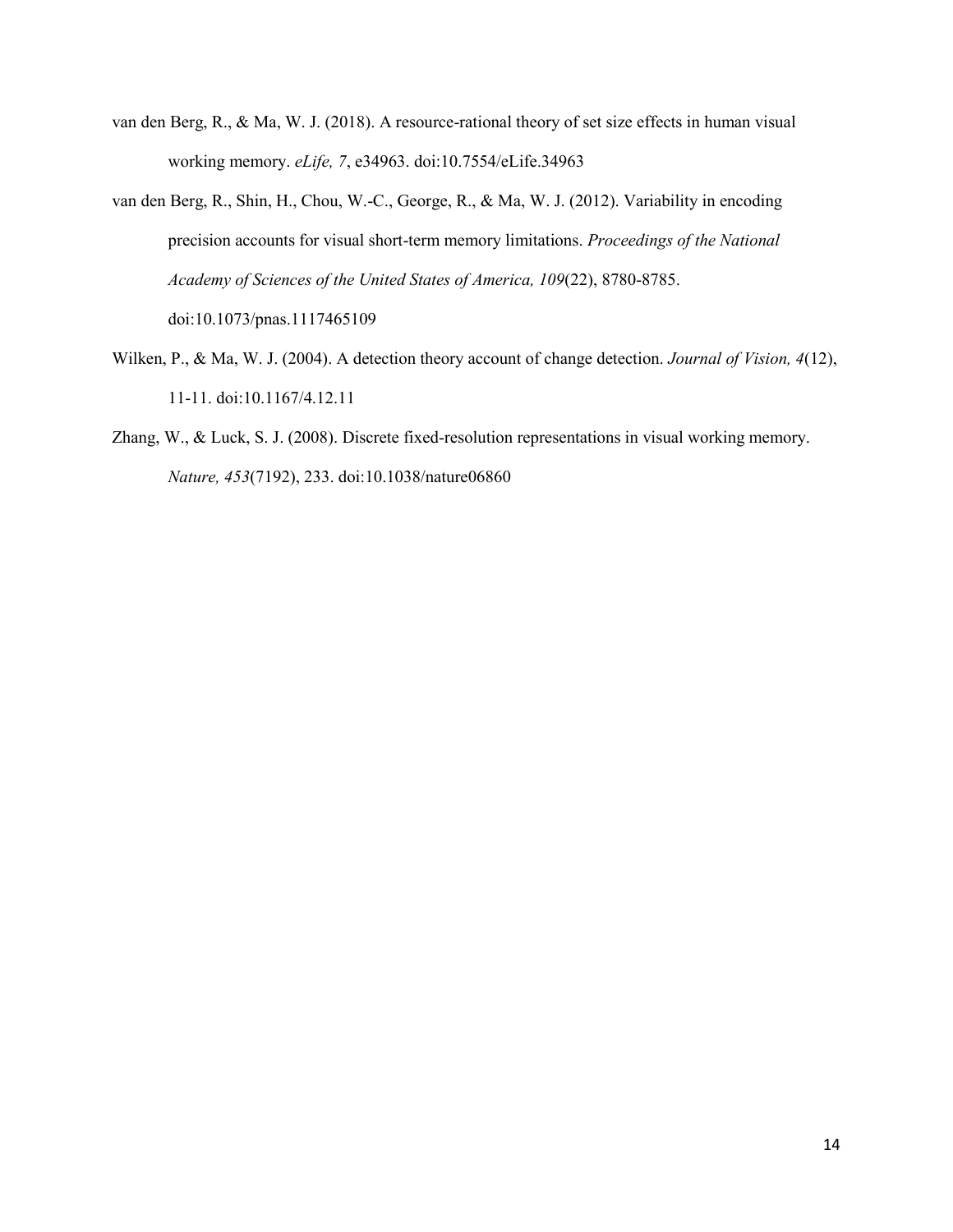van den Berg, R., & Ma, W. J. (2018). A resource-rational theory of set size effects in human visual working memory. *eLife, 7*, e34963. doi:10.7554/eLife.34963

van den Berg, R., Shin, H., Chou, W.-C., George, R., & Ma, W. J. (2012). Variability in encoding precision accounts for visual short-term memory limitations. *Proceedings of the National Academy of Sciences of the United States of America, 109*(22), 8780-8785. doi:10.1073/pnas.1117465109

Wilken, P., & Ma, W. J. (2004). A detection theory account of change detection. *Journal of Vision, 4*(12), 11-11. doi:10.1167/4.12.11

Zhang, W., & Luck, S. J. (2008). Discrete fixed-resolution representations in visual working memory. *Nature, 453*(7192), 233. doi:10.1038/nature06860